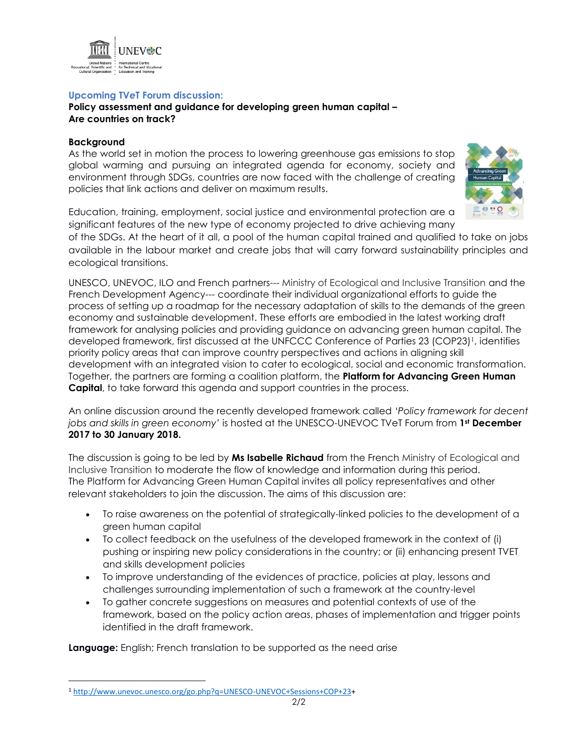### Upcoming TVeT Forum discussion:

**Policy assessment and guidance for developing green human capital – Are countries on track?**

**Background**

As the world set in motion the process to lowering greenhouse gas emissions to stop global warming and pursuing an integrated agenda for economy, society and environment through SDGs, countries are now faced with the challenge of creating policies that link actions and deliver on maximum results.

Education, training, employment, social justice and environmental protection are a significant features of the new type of economy projected to drive achieving many of the SDGs. At the heart of it all, a pool of the human capital trained and qualified to take on jobs available in the labour market and create jobs that will carry forward sustainability principles and ecological transitions.

UNESCO, UNEVOC, ILO and French partners--- Ministry of Ecological and Inclusive Transition and the French Development Agency--- coordinate their individual organizational efforts to guide the process of setting up a roadmap for the necessary adaptation of skills to the demands of the green economy and sustainable development. These efforts are embodied in the latest working draft framework for analysing policies and providing guidance on advancing green human capital. The developed framework, first discussed at the UNFCCC Conference of Parties 23 (COP23)[1], identifies priority policy areas that can improve country perspectives and actions in aligning skill development with an integrated vision to cater to ecological, social and economic transformation. Together, the partners are forming a coalition platform, the **Platform for Advancing Green Human Capital**, to take forward this agenda and support countries in the process.

An online discussion around the recently developed framework called *'Policy framework for decent jobs and skills in green economy'* is hosted at the UNESCO-UNEVOC TVeT Forum from **1st December 2017 to 30 January 2018.**

The discussion is going to be led by **Ms Isabelle Richaud** from the French Ministry of Ecological and Inclusive Transition to moderate the flow of knowledge and information during this period. The Platform for Advancing Green Human Capital invites all policy representatives and other relevant stakeholders to join the discussion. The aims of this discussion are:

- To raise awareness on the potential of strategically-linked policies to the development of a green human capital
- To collect feedback on the usefulness of the developed framework in the context of (i) pushing or inspiring new policy considerations in the country; or (ii) enhancing present TVET and skills development policies
- To improve understanding of the evidences of practice, policies at play, lessons and challenges surrounding implementation of such a framework at the country-level
- To gather concrete suggestions on measures and potential contexts of use of the framework, based on the policy action areas, phases of implementation and trigger points identified in the draft framework.

**Language:** English; French translation to be supported as the need arise

[1] http://www.unevoc.unesco.org/go.php?q=UNESCO-UNEVOC+Sessions+COP+23+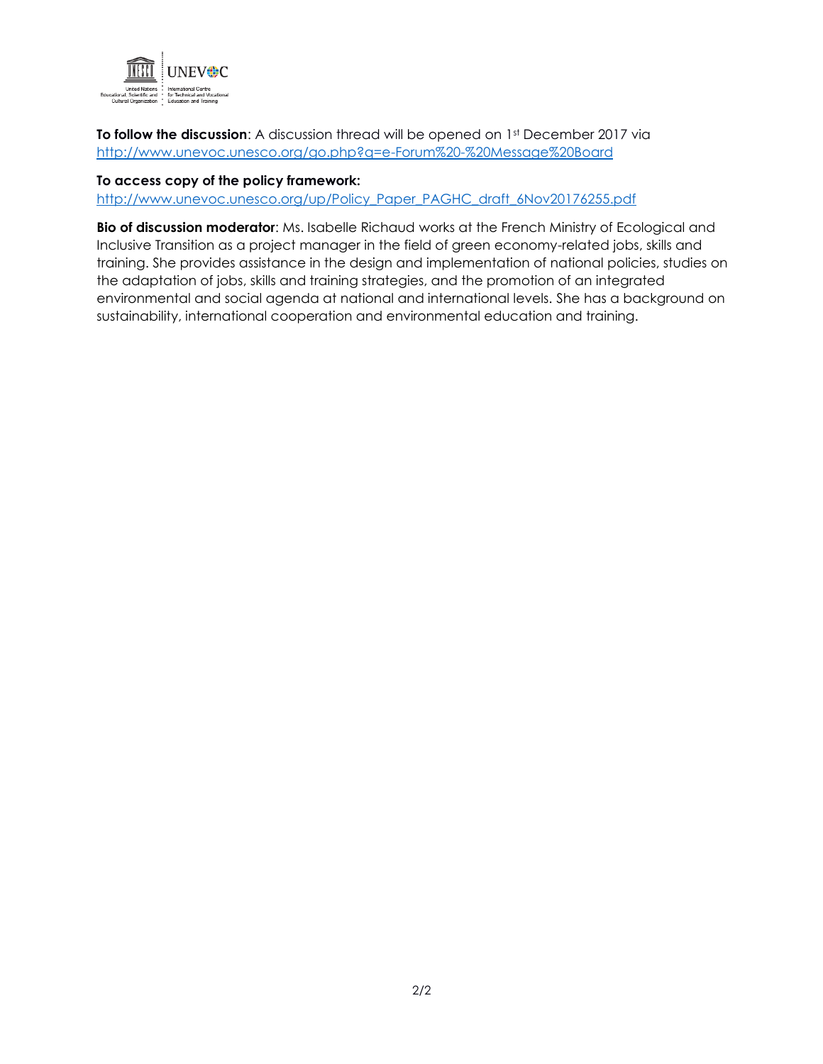**To follow the discussion**: A discussion thread will be opened on 1st December 2017 via http://www.unevoc.unesco.org/go.php?q=e-Forum%20-%20Message%20Board

**To access copy of the policy framework:**
http://www.unevoc.unesco.org/up/Policy_Paper_PAGHC_draft_6Nov20176255.pdf

**Bio of discussion moderator**: Ms. Isabelle Richaud works at the French Ministry of Ecological and Inclusive Transition as a project manager in the field of green economy-related jobs, skills and training. She provides assistance in the design and implementation of national policies, studies on the adaptation of jobs, skills and training strategies, and the promotion of an integrated environmental and social agenda at national and international levels. She has a background on sustainability, international cooperation and environmental education and training.